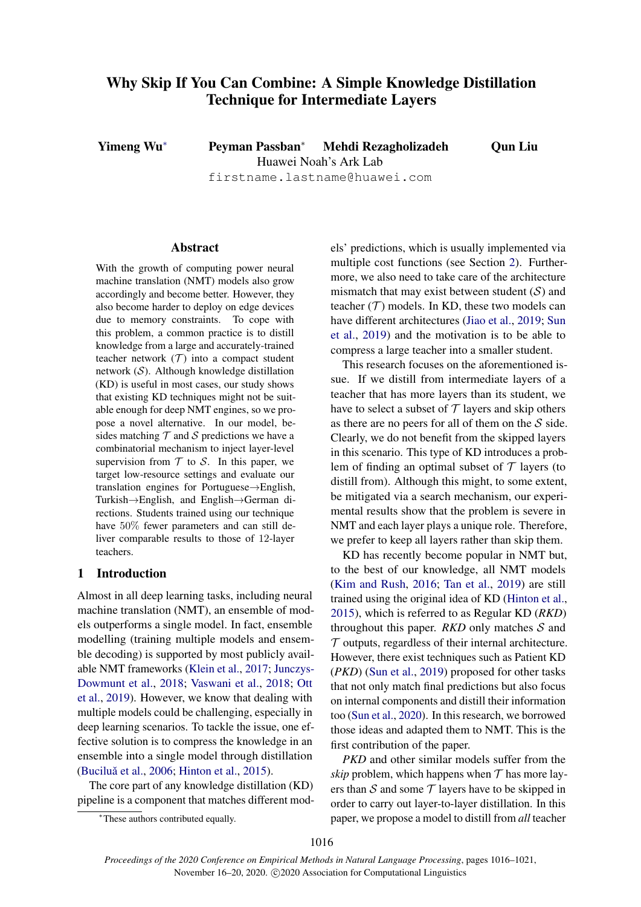# Why Skip If You Can Combine: A Simple Knowledge Distillation Technique for Intermediate Layers

**Yimeng Wu*** **Peyman Passban*** **Mehdi Rezagholizadeh** **Qun Liu**

Huawei Noah's Ark Lab

firstname.lastname@huawei.com

## Abstract

With the growth of computing power neural machine translation (NMT) models also grow accordingly and become better. However, they also become harder to deploy on edge devices due to memory constraints. To cope with this problem, a common practice is to distill knowledge from a large and accurately-trained teacher network ($\mathcal{T}$) into a compact student network ($\mathcal{S}$). Although knowledge distillation (KD) is useful in most cases, our study shows that existing KD techniques might not be suitable enough for deep NMT engines, so we propose a novel alternative. In our model, besides matching $\mathcal{T}$ and $\mathcal{S}$ predictions we have a combinatorial mechanism to inject layer-level supervision from $\mathcal{T}$ to $\mathcal{S}$. In this paper, we target low-resource settings and evaluate our translation engines for Portuguese→English, Turkish→English, and English→German directions. Students trained using our technique have 50% fewer parameters and can still deliver comparable results to those of 12-layer teachers.

## 1 Introduction

Almost in all deep learning tasks, including neural machine translation (NMT), an ensemble of models outperforms a single model. In fact, ensemble modelling (training multiple models and ensemble decoding) is supported by most publicly available NMT frameworks (Klein et al., 2017; Junczys-Dowmunt et al., 2018; Vaswani et al., 2018; Ott et al., 2019). However, we know that dealing with multiple models could be challenging, especially in deep learning scenarios. To tackle the issue, one effective solution is to compress the knowledge in an ensemble into a single model through distillation (Buciluă et al., 2006; Hinton et al., 2015).

The core part of any knowledge distillation (KD) pipeline is a component that matches different models' predictions, which is usually implemented via multiple cost functions (see Section 2). Furthermore, we also need to take care of the architecture mismatch that may exist between student ($\mathcal{S}$) and teacher ($\mathcal{T}$) models. In KD, these two models can have different architectures (Jiao et al., 2019; Sun et al., 2019) and the motivation is to be able to compress a large teacher into a smaller student.

This research focuses on the aforementioned issue. If we distill from intermediate layers of a teacher that has more layers than its student, we have to select a subset of $\mathcal{T}$ layers and skip others as there are no peers for all of them on the $\mathcal{S}$ side. Clearly, we do not benefit from the skipped layers in this scenario. This type of KD introduces a problem of finding an optimal subset of $\mathcal{T}$ layers (to distill from). Although this might, to some extent, be mitigated via a search mechanism, our experimental results show that the problem is severe in NMT and each layer plays a unique role. Therefore, we prefer to keep all layers rather than skip them.

KD has recently become popular in NMT but, to the best of our knowledge, all NMT models (Kim and Rush, 2016; Tan et al., 2019) are still trained using the original idea of KD (Hinton et al., 2015), which is referred to as Regular KD (*RKD*) throughout this paper. *RKD* only matches $\mathcal{S}$ and $\mathcal{T}$ outputs, regardless of their internal architecture. However, there exist techniques such as Patient KD (*PKD*) (Sun et al., 2019) proposed for other tasks that not only match final predictions but also focus on internal components and distill their information too (Sun et al., 2020). In this research, we borrowed those ideas and adapted them to NMT. This is the first contribution of the paper.

*PKD* and other similar models suffer from the *skip* problem, which happens when $\mathcal{T}$ has more layers than $\mathcal{S}$ and some $\mathcal{T}$ layers have to be skipped in order to carry out layer-to-layer distillation. In this paper, we propose a model to distill from *all* teacher

*These authors contributed equally.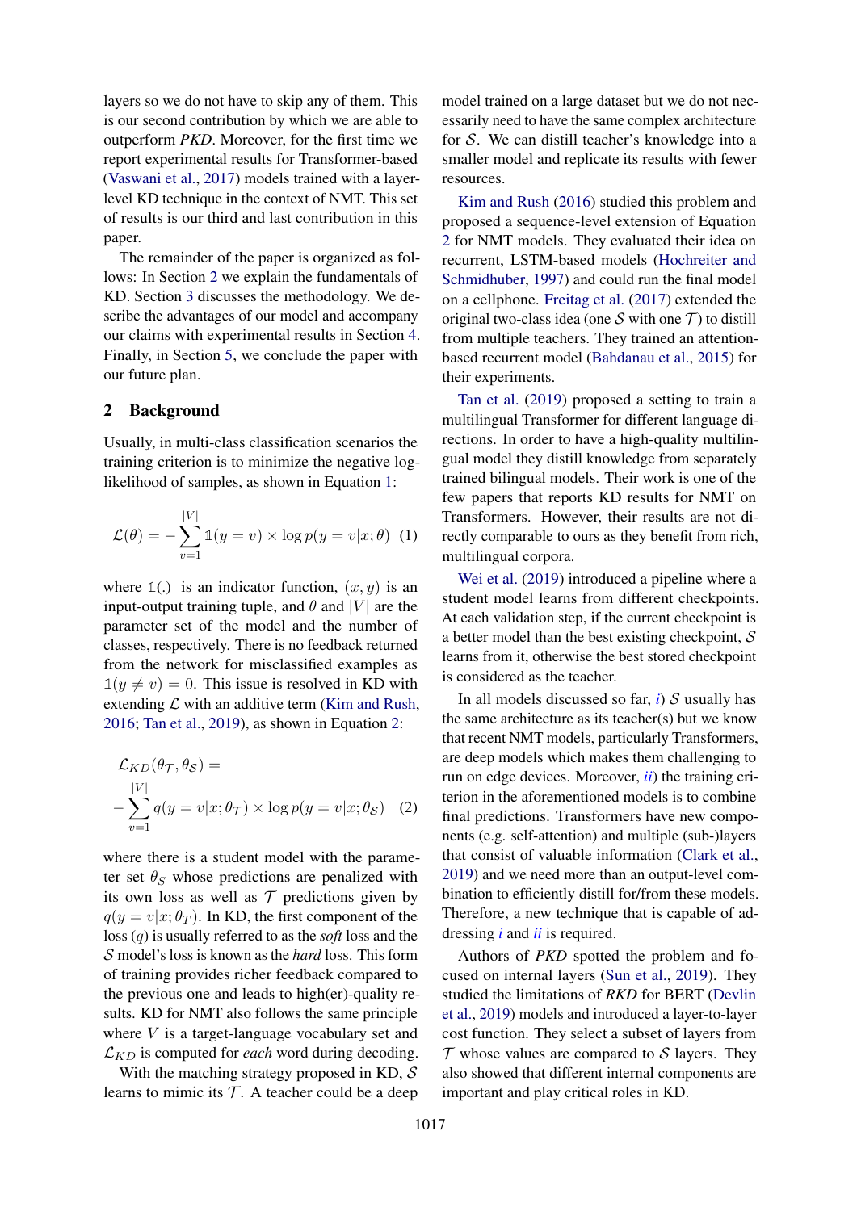layers so we do not have to skip any of them. This is our second contribution by which we are able to outperform *PKD*. Moreover, for the first time we report experimental results for Transformer-based (Vaswani et al., 2017) models trained with a layer-level KD technique in the context of NMT. This set of results is our third and last contribution in this paper.

The remainder of the paper is organized as follows: In Section 2 we explain the fundamentals of KD. Section 3 discusses the methodology. We describe the advantages of our model and accompany our claims with experimental results in Section 4. Finally, in Section 5, we conclude the paper with our future plan.

## 2 Background

Usually, in multi-class classification scenarios the training criterion is to minimize the negative log-likelihood of samples, as shown in Equation 1:

$$\mathcal{L}(\theta) = -\sum_{v=1}^{|V|} \mathbb{1}(y = v) \times \log p(y = v|x; \theta) \quad (1)$$

where $\mathbb{1}(.)$ is an indicator function, $(x, y)$ is an input-output training tuple, and $\theta$ and $|V|$ are the parameter set of the model and the number of classes, respectively. There is no feedback returned from the network for misclassified examples as $\mathbb{1}(y \neq v) = 0$. This issue is resolved in KD with extending $\mathcal{L}$ with an additive term (Kim and Rush, 2016; Tan et al., 2019), as shown in Equation 2:

$$\mathcal{L}_{KD}(\theta_{\mathcal{T}}, \theta_{\mathcal{S}}) = -\sum_{v=1}^{|V|} q(y = v|x; \theta_{\mathcal{T}}) \times \log p(y = v|x; \theta_{\mathcal{S}}) \quad (2)$$

where there is a student model with the parameter set $\theta_{\mathcal{S}}$ whose predictions are penalized with its own loss as well as $\mathcal{T}$ predictions given by $q(y = v|x; \theta_{\mathcal{T}})$. In KD, the first component of the loss ($q$) is usually referred to as the *soft* loss and the $\mathcal{S}$ model's loss is known as the *hard* loss. This form of training provides richer feedback compared to the previous one and leads to high(er)-quality results. KD for NMT also follows the same principle where $V$ is a target-language vocabulary set and $\mathcal{L}_{KD}$ is computed for *each* word during decoding.

With the matching strategy proposed in KD, $\mathcal{S}$ learns to mimic its $\mathcal{T}$. A teacher could be a deep model trained on a large dataset but we do not necessarily need to have the same complex architecture for $\mathcal{S}$. We can distill teacher's knowledge into a smaller model and replicate its results with fewer resources.

Kim and Rush (2016) studied this problem and proposed a sequence-level extension of Equation 2 for NMT models. They evaluated their idea on recurrent, LSTM-based models (Hochreiter and Schmidhuber, 1997) and could run the final model on a cellphone. Freitag et al. (2017) extended the original two-class idea (one $\mathcal{S}$ with one $\mathcal{T}$) to distill from multiple teachers. They trained an attention-based recurrent model (Bahdanau et al., 2015) for their experiments.

Tan et al. (2019) proposed a setting to train a multilingual Transformer for different language directions. In order to have a high-quality multilingual model they distill knowledge from separately trained bilingual models. Their work is one of the few papers that reports KD results for NMT on Transformers. However, their results are not directly comparable to ours as they benefit from rich, multilingual corpora.

Wei et al. (2019) introduced a pipeline where a student model learns from different checkpoints. At each validation step, if the current checkpoint is a better model than the best existing checkpoint, $\mathcal{S}$ learns from it, otherwise the best stored checkpoint is considered as the teacher.

In all models discussed so far, *i*) $\mathcal{S}$ usually has the same architecture as its teacher(s) but we know that recent NMT models, particularly Transformers, are deep models which makes them challenging to run on edge devices. Moreover, *ii*) the training criterion in the aforementioned models is to combine final predictions. Transformers have new components (e.g. self-attention) and multiple (sub-)layers that consist of valuable information (Clark et al., 2019) and we need more than an output-level combination to efficiently distill for/from these models. Therefore, a new technique that is capable of addressing *i* and *ii* is required.

Authors of *PKD* spotted the problem and focused on internal layers (Sun et al., 2019). They studied the limitations of *RKD* for BERT (Devlin et al., 2019) models and introduced a layer-to-layer cost function. They select a subset of layers from $\mathcal{T}$ whose values are compared to $\mathcal{S}$ layers. They also showed that different internal components are important and play critical roles in KD.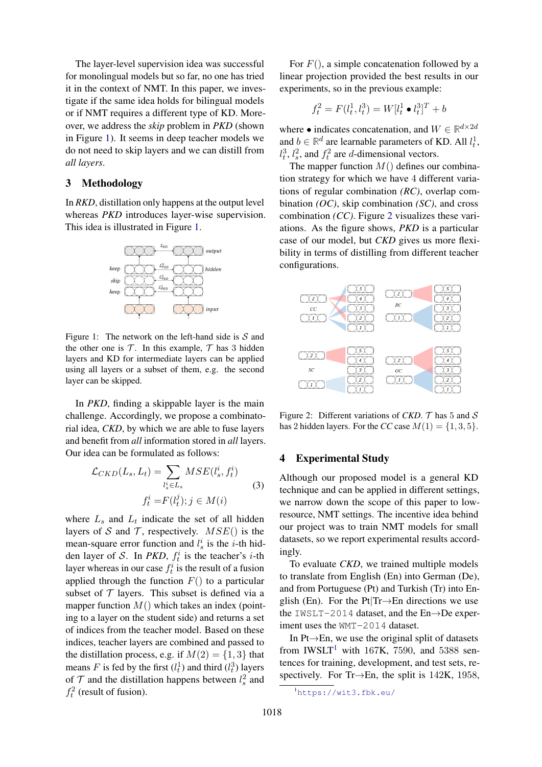The layer-level supervision idea was successful for monolingual models but so far, no one has tried it in the context of NMT. In this paper, we investigate if the same idea holds for bilingual models or if NMT requires a different type of KD. Moreover, we address the *skip* problem in *PKD* (shown in Figure 1). It seems in deep teacher models we do not need to skip layers and we can distill from *all layers*.

## 3 Methodology

In *RKD*, distillation only happens at the output level whereas *PKD* introduces layer-wise supervision. This idea is illustrated in Figure 1.

Figure 1: The network on the left-hand side is $\mathcal{S}$ and the other one is $\mathcal{T}$. In this example, $\mathcal{T}$ has 3 hidden layers and KD for intermediate layers can be applied using all layers or a subset of them, e.g. the second layer can be skipped.

In *PKD*, finding a skippable layer is the main challenge. Accordingly, we propose a combinatorial idea, *CKD*, by which we are able to fuse layers and benefit from *all* information stored in *all* layers. Our idea can be formulated as follows:

$$\mathcal{L}_{CKD}(L_s, L_t) = \sum_{l_s^i \in L_s} MSE(l_s^i, f_t^i)$$
$$f_t^i = F(l_t^j); j \in M(i) \tag{3}$$

where $L_s$ and $L_t$ indicate the set of all hidden layers of $\mathcal{S}$ and $\mathcal{T}$, respectively. $MSE()$ is the mean-square error function and $l_s^i$ is the $i$-th hidden layer of $\mathcal{S}$. In *PKD*, $f_t^i$ is the teacher's $i$-th layer whereas in our case $f_t^i$ is the result of a fusion applied through the function $F()$ to a particular subset of $\mathcal{T}$ layers. This subset is defined via a mapper function $M()$ which takes an index (pointing to a layer on the student side) and returns a set of indices from the teacher model. Based on these indices, teacher layers are combined and passed to the distillation process, e.g. if $M(2) = \{1, 3\}$ that means $F$ is fed by the first ($l_t^1$) and third ($l_t^3$) layers of $\mathcal{T}$ and the distillation happens between $l_s^2$ and $f_t^2$ (result of fusion).

For $F()$, a simple concatenation followed by a linear projection provided the best results in our experiments, so in the previous example:

$$f_t^2 = F(l_t^1, l_t^3) = W[l_t^1 \bullet l_t^3]^T + b$$

where $\bullet$ indicates concatenation, and $W \in \mathbb{R}^{d \times 2d}$ and $b \in \mathbb{R}^d$ are learnable parameters of KD. All $l_t^1$, $l_t^3$, $l_s^2$, and $f_t^2$ are $d$-dimensional vectors.

The mapper function $M()$ defines our combination strategy for which we have 4 different variations of regular combination *(RC)*, overlap combination *(OC)*, skip combination *(SC)*, and cross combination *(CC)*. Figure 2 visualizes these variations. As the figure shows, *PKD* is a particular case of our model, but *CKD* gives us more flexibility in terms of distilling from different teacher configurations.

Figure 2: Different variations of *CKD*. $\mathcal{T}$ has 5 and $\mathcal{S}$ has 2 hidden layers. For the *CC* case $M(1) = \{1, 3, 5\}$.

## 4 Experimental Study

Although our proposed model is a general KD technique and can be applied in different settings, we narrow down the scope of this paper to low-resource, NMT settings. The incentive idea behind our project was to train NMT models for small datasets, so we report experimental results accordingly.

To evaluate *CKD*, we trained multiple models to translate from English (En) into German (De), and from Portuguese (Pt) and Turkish (Tr) into English (En). For the Pt|Tr→En directions we use the `IWSLT-2014` dataset, and the En→De experiment uses the `WMT-2014` dataset.

In Pt→En, we use the original split of datasets from IWSLT[1] with 167K, 7590, and 5388 sentences for training, development, and test sets, respectively. For Tr→En, the split is 142K, 1958,

[1] https://wit3.fbk.eu/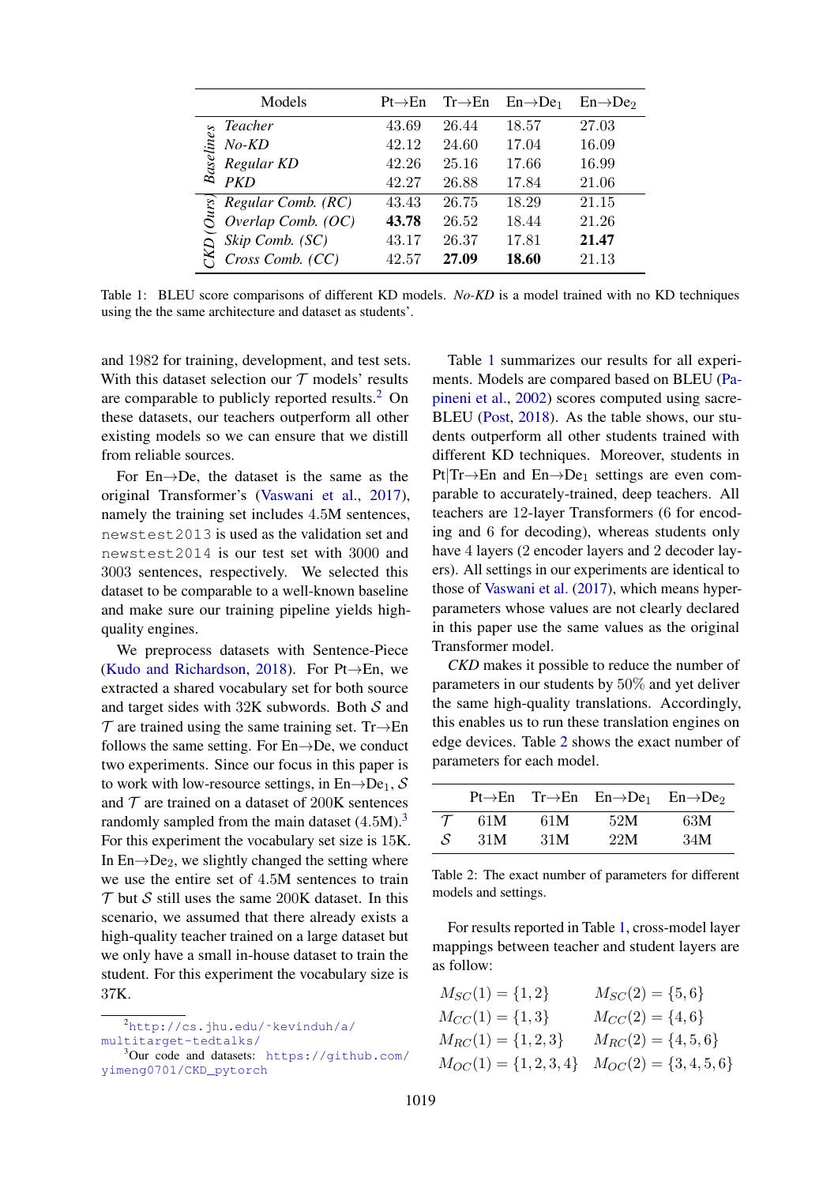| | Models | Pt→En | Tr→En | En→De$_1$ | En→De$_2$ |
|---|---|---|---|---|---|
| *Baselines* | *Teacher* | 43.69 | 26.44 | 18.57 | 27.03 |
| | *No-KD* | 42.12 | 24.60 | 17.04 | 16.09 |
| | *Regular KD* | 42.26 | 25.16 | 17.66 | 16.99 |
| | *PKD* | 42.27 | 26.88 | 17.84 | 21.06 |
| *CKD (Ours)* | *Regular Comb. (RC)* | 43.43 | 26.75 | 18.29 | 21.15 |
| | *Overlap Comb. (OC)* | **43.78** | 26.52 | 18.44 | 21.26 |
| | *Skip Comb. (SC)* | 43.17 | 26.37 | 17.81 | **21.47** |
| | *Cross Comb. (CC)* | 42.57 | **27.09** | **18.60** | 21.13 |

Table 1: BLEU score comparisons of different KD models. *No-KD* is a model trained with no KD techniques using the the same architecture and dataset as students'.

and 1982 for training, development, and test sets. With this dataset selection our $\mathcal{T}$ models' results are comparable to publicly reported results.[2] On these datasets, our teachers outperform all other existing models so we can ensure that we distill from reliable sources.

For En→De, the dataset is the same as the original Transformer's (Vaswani et al., 2017), namely the training set includes 4.5M sentences, `newstest2013` is used as the validation set and `newstest2014` is our test set with 3000 and 3003 sentences, respectively. We selected this dataset to be comparable to a well-known baseline and make sure our training pipeline yields high-quality engines.

We preprocess datasets with Sentence-Piece (Kudo and Richardson, 2018). For Pt→En, we extracted a shared vocabulary set for both source and target sides with 32K subwords. Both $\mathcal{S}$ and $\mathcal{T}$ are trained using the same training set. Tr→En follows the same setting. For En→De, we conduct two experiments. Since our focus in this paper is to work with low-resource settings, in En→De$_1$, $\mathcal{S}$ and $\mathcal{T}$ are trained on a dataset of 200K sentences randomly sampled from the main dataset (4.5M).[3] For this experiment the vocabulary set size is 15K. In En→De$_2$, we slightly changed the setting where we use the entire set of 4.5M sentences to train $\mathcal{T}$ but $\mathcal{S}$ still uses the same 200K dataset. In this scenario, we assumed that there already exists a high-quality teacher trained on a large dataset but we only have a small in-house dataset to train the student. For this experiment the vocabulary size is 37K.

Table 1 summarizes our results for all experiments. Models are compared based on BLEU (Papineni et al., 2002) scores computed using sacre-BLEU (Post, 2018). As the table shows, our students outperform all other students trained with different KD techniques. Moreover, students in Pt|Tr→En and En→De$_1$ settings are even comparable to accurately-trained, deep teachers. All teachers are 12-layer Transformers (6 for encoding and 6 for decoding), whereas students only have 4 layers (2 encoder layers and 2 decoder layers). All settings in our experiments are identical to those of Vaswani et al. (2017), which means hyper-parameters whose values are not clearly declared in this paper use the same values as the original Transformer model.

*CKD* makes it possible to reduce the number of parameters in our students by 50% and yet deliver the same high-quality translations. Accordingly, this enables us to run these translation engines on edge devices. Table 2 shows the exact number of parameters for each model.

| | Pt→En | Tr→En | En→De$_1$ | En→De$_2$ |
|---|---|---|---|---|
| $\mathcal{T}$ | 61M | 61M | 52M | 63M |
| $\mathcal{S}$ | 31M | 31M | 22M | 34M |

Table 2: The exact number of parameters for different models and settings.

For results reported in Table 1, cross-model layer mappings between teacher and student layers are as follow:

$$M_{SC}(1) = \{1, 2\} \quad M_{SC}(2) = \{5, 6\}$$
$$M_{CC}(1) = \{1, 3\} \quad M_{CC}(2) = \{4, 6\}$$
$$M_{RC}(1) = \{1, 2, 3\} \quad M_{RC}(2) = \{4, 5, 6\}$$
$$M_{OC}(1) = \{1, 2, 3, 4\} \quad M_{OC}(2) = \{3, 4, 5, 6\}$$

[2] http://cs.jhu.edu/~kevinduh/a/multitarget-tedtalks/

[3] Our code and datasets: https://github.com/yimeng0701/CKD_pytorch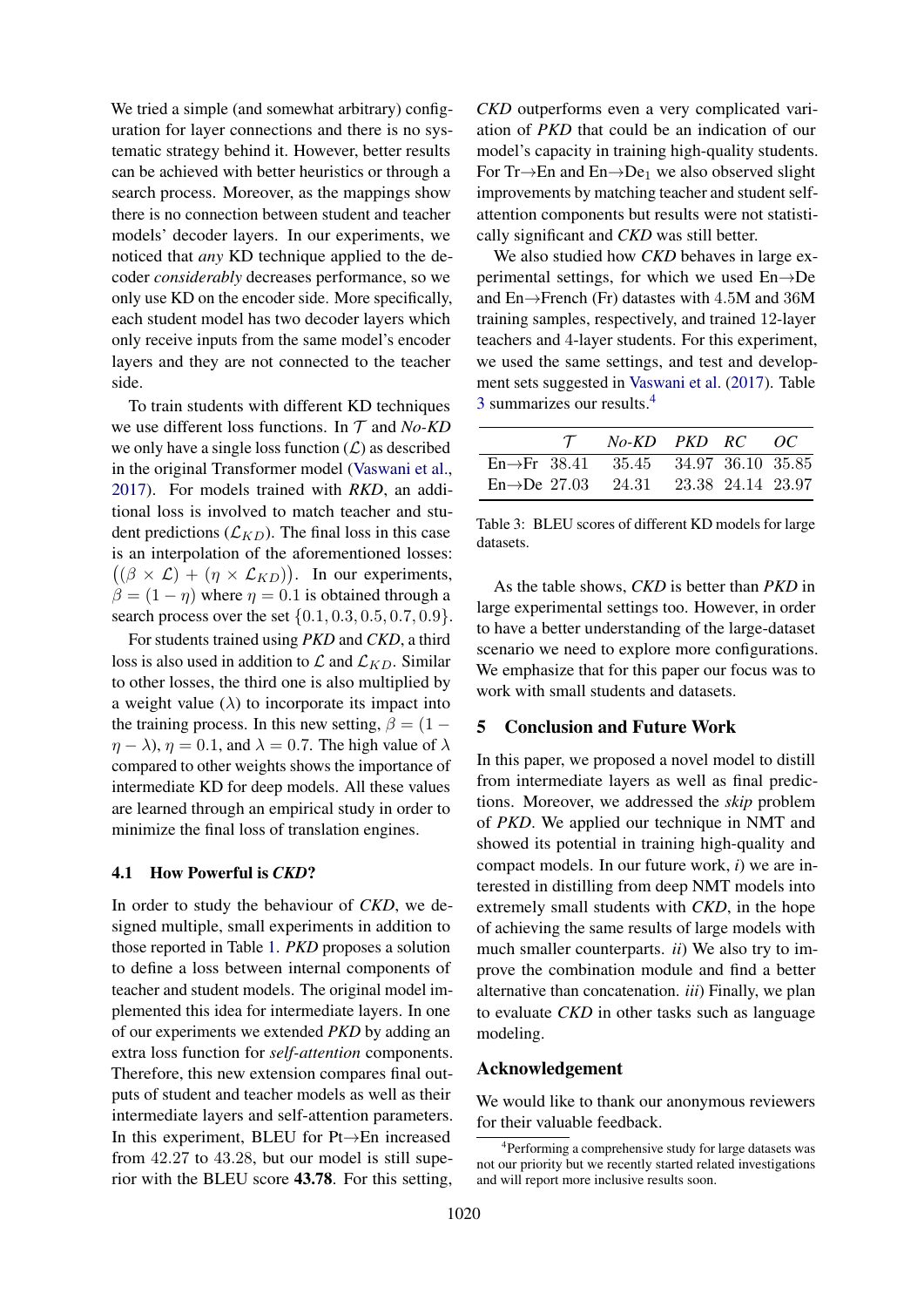We tried a simple (and somewhat arbitrary) configuration for layer connections and there is no systematic strategy behind it. However, better results can be achieved with better heuristics or through a search process. Moreover, as the mappings show there is no connection between student and teacher models' decoder layers. In our experiments, we noticed that *any* KD technique applied to the decoder *considerably* decreases performance, so we only use KD on the encoder side. More specifically, each student model has two decoder layers which only receive inputs from the same model's encoder layers and they are not connected to the teacher side.

To train students with different KD techniques we use different loss functions. In $\mathcal{T}$ and *No-KD* we only have a single loss function ($\mathcal{L}$) as described in the original Transformer model (Vaswani et al., 2017). For models trained with *RKD*, an additional loss is involved to match teacher and student predictions ($\mathcal{L}_{KD}$). The final loss in this case is an interpolation of the aforementioned losses: $\big((\beta \times \mathcal{L}) + (\eta \times \mathcal{L}_{KD})\big)$. In our experiments, $\beta = (1 - \eta)$ where $\eta = 0.1$ is obtained through a search process over the set $\{0.1, 0.3, 0.5, 0.7, 0.9\}$.

For students trained using *PKD* and *CKD*, a third loss is also used in addition to $\mathcal{L}$ and $\mathcal{L}_{KD}$. Similar to other losses, the third one is also multiplied by a weight value ($\lambda$) to incorporate its impact into the training process. In this new setting, $\beta = (1 - \eta - \lambda)$, $\eta = 0.1$, and $\lambda = 0.7$. The high value of $\lambda$ compared to other weights shows the importance of intermediate KD for deep models. All these values are learned through an empirical study in order to minimize the final loss of translation engines.

### 4.1 How Powerful is *CKD*?

In order to study the behaviour of *CKD*, we designed multiple, small experiments in addition to those reported in Table 1. *PKD* proposes a solution to define a loss between internal components of teacher and student models. The original model implemented this idea for intermediate layers. In one of our experiments we extended *PKD* by adding an extra loss function for *self-attention* components. Therefore, this new extension compares final outputs of student and teacher models as well as their intermediate layers and self-attention parameters. In this experiment, BLEU for Pt→En increased from 42.27 to 43.28, but our model is still superior with the BLEU score **43.78**. For this setting, *CKD* outperforms even a very complicated variation of *PKD* that could be an indication of our model's capacity in training high-quality students. For Tr→En and En→$\text{De}_1$ we also observed slight improvements by matching teacher and student self-attention components but results were not statistically significant and *CKD* was still better.

We also studied how *CKD* behaves in large experimental settings, for which we used En→De and En→French (Fr) datasets with 4.5M and 36M training samples, respectively, and trained 12-layer teachers and 4-layer students. For this experiment, we used the same settings, and test and development sets suggested in Vaswani et al. (2017). Table 3 summarizes our results.[4]

| | $\mathcal{T}$ | *No-KD* | *PKD* | *RC* | *OC* |
|---|---|---|---|---|---|
| En→Fr | 38.41 | 35.45 | 34.97 | 36.10 | 35.85 |
| En→De | 27.03 | 24.31 | 23.38 | 24.14 | 23.97 |

Table 3: BLEU scores of different KD models for large datasets.

As the table shows, *CKD* is better than *PKD* in large experimental settings too. However, in order to have a better understanding of the large-dataset scenario we need to explore more configurations. We emphasize that for this paper our focus was to work with small students and datasets.

## 5 Conclusion and Future Work

In this paper, we proposed a novel model to distill from intermediate layers as well as final predictions. Moreover, we addressed the *skip* problem of *PKD*. We applied our technique in NMT and showed its potential in training high-quality and compact models. In our future work, *i*) we are interested in distilling from deep NMT models into extremely small students with *CKD*, in the hope of achieving the same results of large models with much smaller counterparts. *ii*) We also try to improve the combination module and find a better alternative than concatenation. *iii*) Finally, we plan to evaluate *CKD* in other tasks such as language modeling.

## Acknowledgement

We would like to thank our anonymous reviewers for their valuable feedback.

[4] Performing a comprehensive study for large datasets was not our priority but we recently started related investigations and will report more inclusive results soon.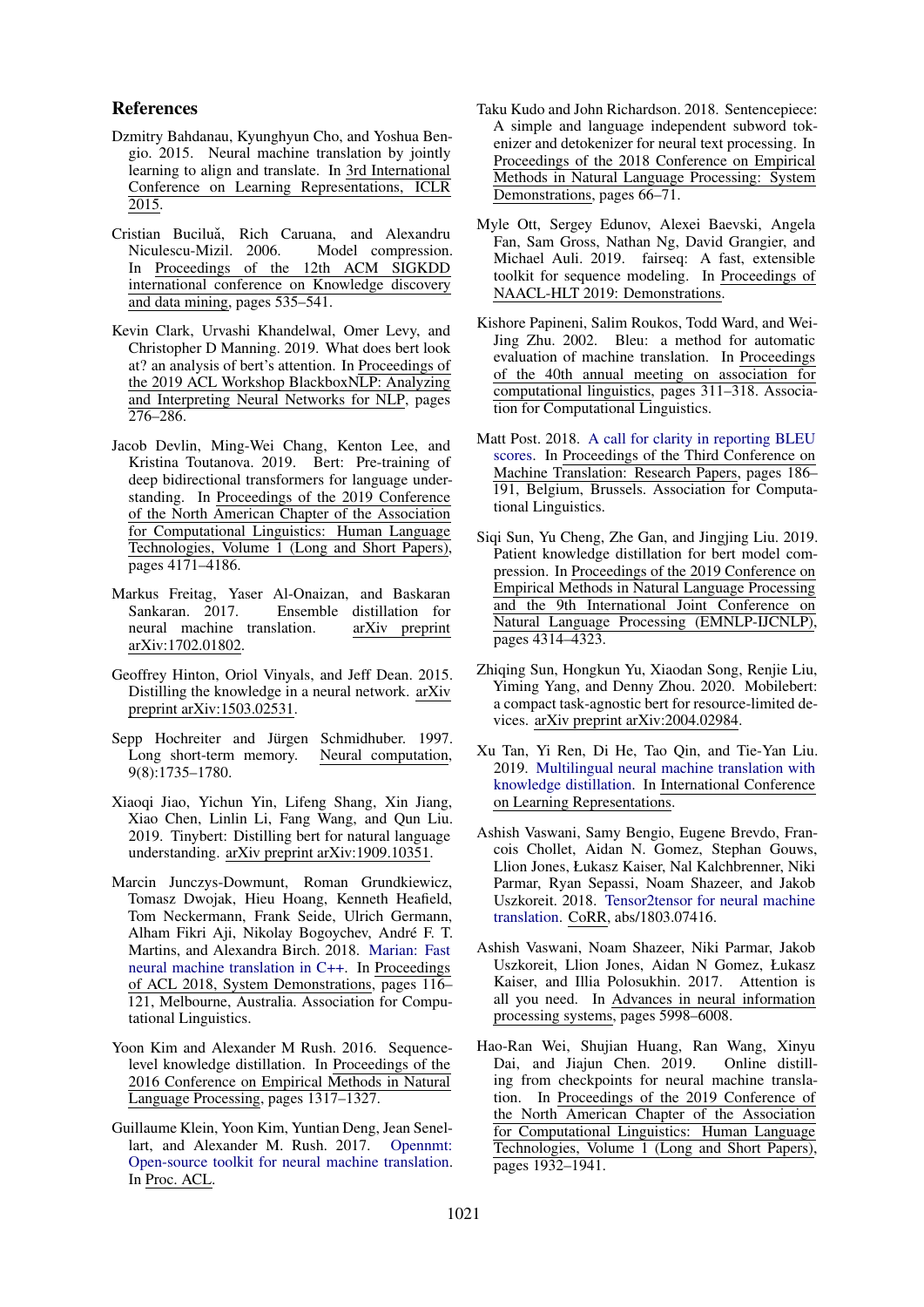## References

Dzmitry Bahdanau, Kyunghyun Cho, and Yoshua Bengio. 2015. Neural machine translation by jointly learning to align and translate. In 3rd International Conference on Learning Representations, ICLR 2015.

Cristian Buciluă, Rich Caruana, and Alexandru Niculescu-Mizil. 2006. Model compression. In Proceedings of the 12th ACM SIGKDD international conference on Knowledge discovery and data mining, pages 535–541.

Kevin Clark, Urvashi Khandelwal, Omer Levy, and Christopher D Manning. 2019. What does bert look at? an analysis of bert's attention. In Proceedings of the 2019 ACL Workshop BlackboxNLP: Analyzing and Interpreting Neural Networks for NLP, pages 276–286.

Jacob Devlin, Ming-Wei Chang, Kenton Lee, and Kristina Toutanova. 2019. Bert: Pre-training of deep bidirectional transformers for language understanding. In Proceedings of the 2019 Conference of the North American Chapter of the Association for Computational Linguistics: Human Language Technologies, Volume 1 (Long and Short Papers), pages 4171–4186.

Markus Freitag, Yaser Al-Onaizan, and Baskaran Sankaran. 2017. Ensemble distillation for neural machine translation. arXiv preprint arXiv:1702.01802.

Geoffrey Hinton, Oriol Vinyals, and Jeff Dean. 2015. Distilling the knowledge in a neural network. arXiv preprint arXiv:1503.02531.

Sepp Hochreiter and Jürgen Schmidhuber. 1997. Long short-term memory. Neural computation, 9(8):1735–1780.

Xiaoqi Jiao, Yichun Yin, Lifeng Shang, Xin Jiang, Xiao Chen, Linlin Li, Fang Wang, and Qun Liu. 2019. Tinybert: Distilling bert for natural language understanding. arXiv preprint arXiv:1909.10351.

Marcin Junczys-Dowmunt, Roman Grundkiewicz, Tomasz Dwojak, Hieu Hoang, Kenneth Heafield, Tom Neckermann, Frank Seide, Ulrich Germann, Alham Fikri Aji, Nikolay Bogoychev, André F. T. Martins, and Alexandra Birch. 2018. Marian: Fast neural machine translation in C++. In Proceedings of ACL 2018, System Demonstrations, pages 116–121, Melbourne, Australia. Association for Computational Linguistics.

Yoon Kim and Alexander M Rush. 2016. Sequence-level knowledge distillation. In Proceedings of the 2016 Conference on Empirical Methods in Natural Language Processing, pages 1317–1327.

Guillaume Klein, Yoon Kim, Yuntian Deng, Jean Senellart, and Alexander M. Rush. 2017. Opennmt: Open-source toolkit for neural machine translation. In Proc. ACL.

Taku Kudo and John Richardson. 2018. Sentencepiece: A simple and language independent subword tokenizer and detokenizer for neural text processing. In Proceedings of the 2018 Conference on Empirical Methods in Natural Language Processing: System Demonstrations, pages 66–71.

Myle Ott, Sergey Edunov, Alexei Baevski, Angela Fan, Sam Gross, Nathan Ng, David Grangier, and Michael Auli. 2019. fairseq: A fast, extensible toolkit for sequence modeling. In Proceedings of NAACL-HLT 2019: Demonstrations.

Kishore Papineni, Salim Roukos, Todd Ward, and Wei-Jing Zhu. 2002. Bleu: a method for automatic evaluation of machine translation. In Proceedings of the 40th annual meeting on association for computational linguistics, pages 311–318. Association for Computational Linguistics.

Matt Post. 2018. A call for clarity in reporting BLEU scores. In Proceedings of the Third Conference on Machine Translation: Research Papers, pages 186–191, Belgium, Brussels. Association for Computational Linguistics.

Siqi Sun, Yu Cheng, Zhe Gan, and Jingjing Liu. 2019. Patient knowledge distillation for bert model compression. In Proceedings of the 2019 Conference on Empirical Methods in Natural Language Processing and the 9th International Joint Conference on Natural Language Processing (EMNLP-IJCNLP), pages 4314–4323.

Zhiqing Sun, Hongkun Yu, Xiaodan Song, Renjie Liu, Yiming Yang, and Denny Zhou. 2020. Mobilebert: a compact task-agnostic bert for resource-limited devices. arXiv preprint arXiv:2004.02984.

Xu Tan, Yi Ren, Di He, Tao Qin, and Tie-Yan Liu. 2019. Multilingual neural machine translation with knowledge distillation. In International Conference on Learning Representations.

Ashish Vaswani, Samy Bengio, Eugene Brevdo, Francois Chollet, Aidan N. Gomez, Stephan Gouws, Llion Jones, Łukasz Kaiser, Nal Kalchbrenner, Niki Parmar, Ryan Sepassi, Noam Shazeer, and Jakob Uszkoreit. 2018. Tensor2tensor for neural machine translation. CoRR, abs/1803.07416.

Ashish Vaswani, Noam Shazeer, Niki Parmar, Jakob Uszkoreit, Llion Jones, Aidan N Gomez, Łukasz Kaiser, and Illia Polosukhin. 2017. Attention is all you need. In Advances in neural information processing systems, pages 5998–6008.

Hao-Ran Wei, Shujian Huang, Ran Wang, Xinyu Dai, and Jiajun Chen. 2019. Online distilling from checkpoints for neural machine translation. In Proceedings of the 2019 Conference of the North American Chapter of the Association for Computational Linguistics: Human Language Technologies, Volume 1 (Long and Short Papers), pages 1932–1941.